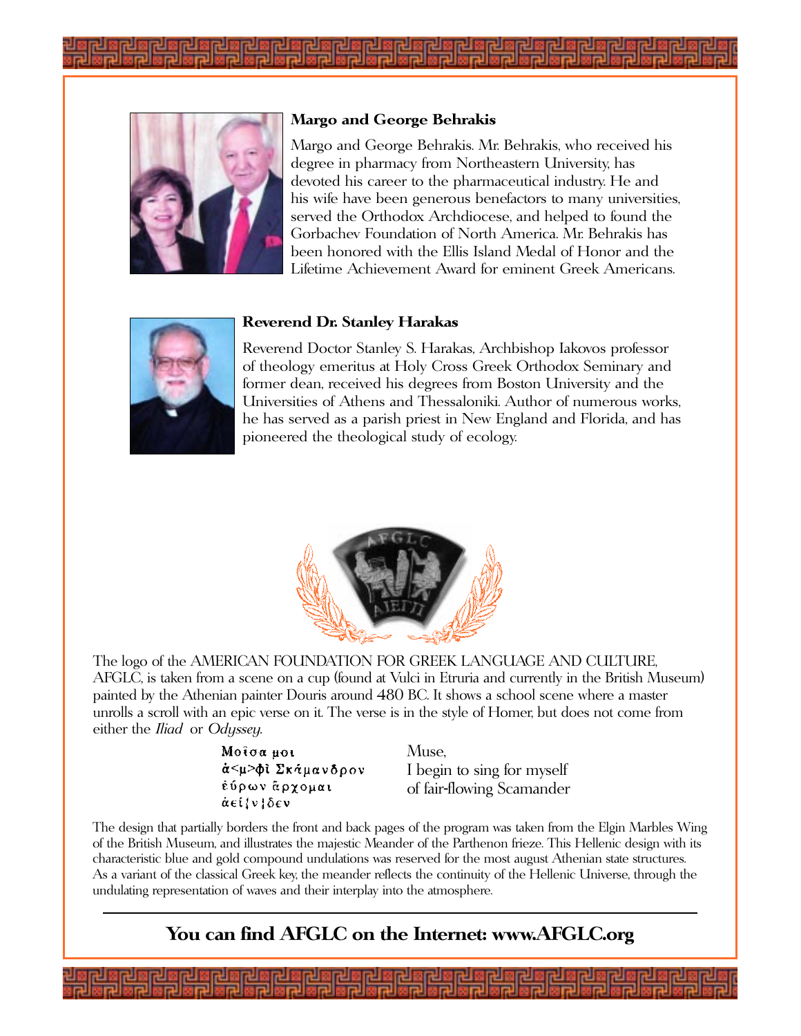### Margo and George Behrakis

Margo and George Behrakis. Mr. Behrakis, who received his degree in pharmacy from Northeastern University, has devoted his career to the pharmaceutical industry. He and his wife have been generous benefactors to many universities, served the Orthodox Archdiocese, and helped to found the Gorbachev Foundation of North America. Mr. Behrakis has been honored with the Ellis Island Medal of Honor and the Lifetime Achievement Award for eminent Greek Americans.

### Reverend Dr. Stanley Harakas

Reverend Doctor Stanley S. Harakas, Archbishop Iakovos professor of theology emeritus at Holy Cross Greek Orthodox Seminary and former dean, received his degrees from Boston University and the Universities of Athens and Thessaloniki. Author of numerous works, he has served as a parish priest in New England and Florida, and has pioneered the theological study of ecology.

The logo of the AMERICAN FOUNDATION FOR GREEK LANGUAGE AND CULTURE, AFGLC, is taken from a scene on a cup (found at Vulci in Etruria and currently in the British Museum) painted by the Athenian painter Douris around 480 BC. It shows a school scene where a master unrolls a scroll with an epic verse on it. The verse is in the style of Homer, but does not come from either the *Iliad* or *Odyssey*.

| | |
|---|---|
| Μοῖσα μοι | Muse, |
| ἀ<μ>φὶ Σκάμανδρον | I begin to sing for myself |
| ἐύρων ἄρχομαι | of fair-flowing Scamander |
| ἀεί{ν}δεν | |

The design that partially borders the front and back pages of the program was taken from the Elgin Marbles Wing of the British Museum, and illustrates the majestic Meander of the Parthenon frieze. This Hellenic design with its characteristic blue and gold compound undulations was reserved for the most august Athenian state structures. As a variant of the classical Greek key, the meander reflects the continuity of the Hellenic Universe, through the undulating representation of waves and their interplay into the atmosphere.

---

**You can find AFGLC on the Internet: www.AFGLC.org**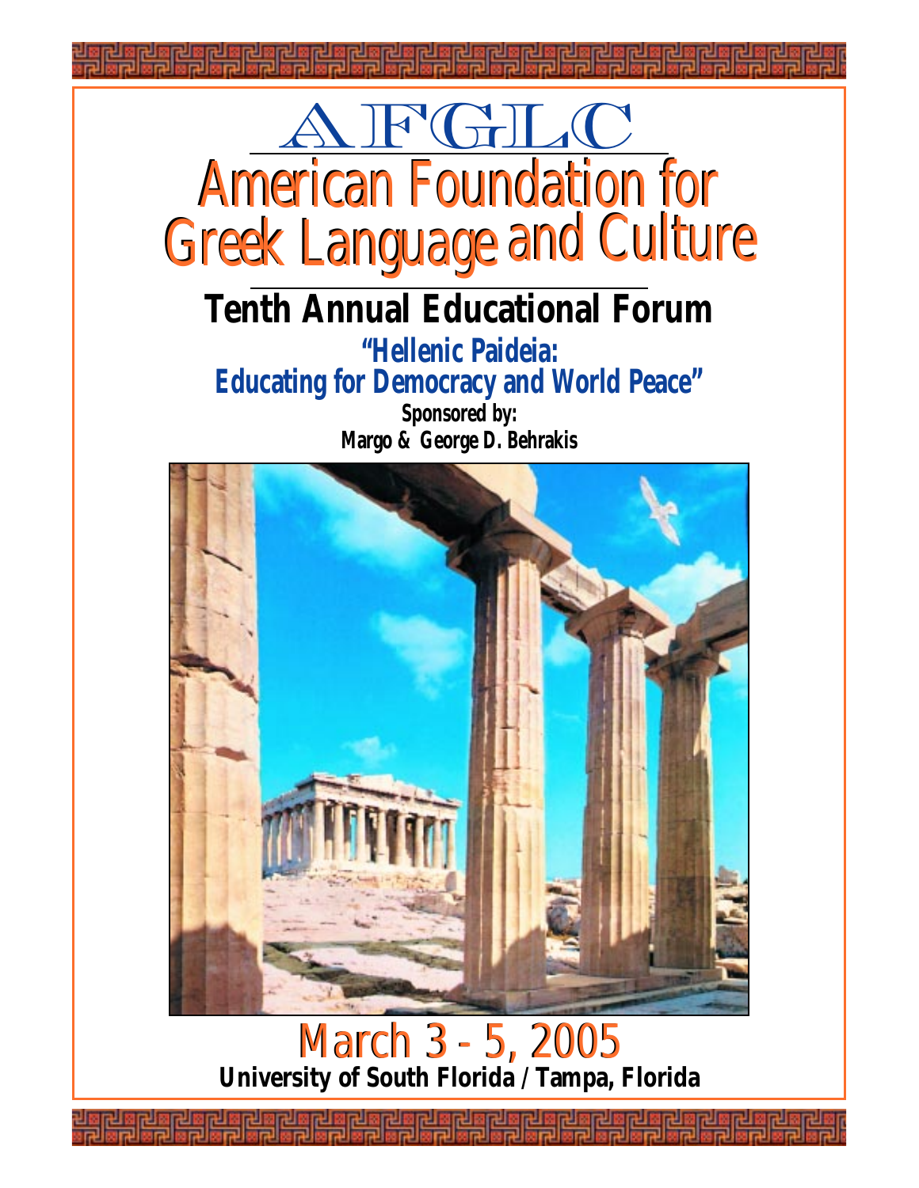# AFGLC

# American Foundation for Greek Language and Culture

## Tenth Annual Educational Forum

### "Hellenic Paideia: Educating for Democracy and World Peace"

**Sponsored by:**
**Margo & George D. Behrakis**

## March 3 - 5, 2005

**University of South Florida / Tampa, Florida**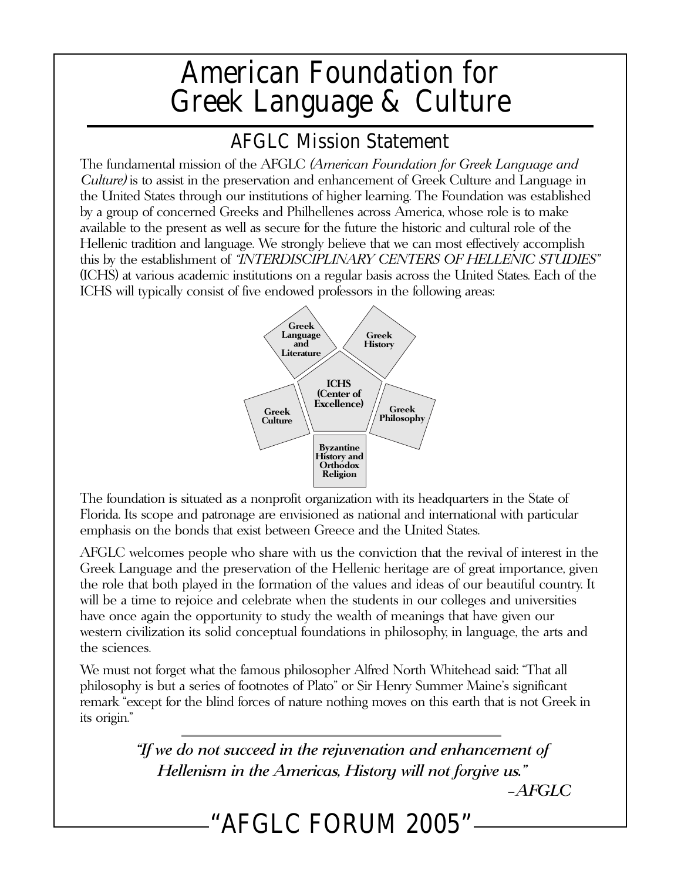# American Foundation for Greek Language & Culture

## AFGLC Mission Statement

The fundamental mission of the AFGLC *(American Foundation for Greek Language and Culture)* is to assist in the preservation and enhancement of Greek Culture and Language in the United States through our institutions of higher learning. The Foundation was established by a group of concerned Greeks and Philhellenes across America, whose role is to make available to the present as well as secure for the future the historic and cultural role of the Hellenic tradition and language. We strongly believe that we can most effectively accomplish this by the establishment of *"INTERDISCIPLINARY CENTERS OF HELLENIC STUDIES"* (ICHS) at various academic institutions on a regular basis across the United States. Each of the ICHS will typically consist of five endowed professors in the following areas:

- **ICHS (Center of Excellence)**
  - **Greek Language and Literature**
  - **Greek History**
  - **Greek Philosophy**
  - **Byzantine History and Orthodox Religion**
  - **Greek Culture**

The foundation is situated as a nonprofit organization with its headquarters in the State of Florida. Its scope and patronage are envisioned as national and international with particular emphasis on the bonds that exist between Greece and the United States.

AFGLC welcomes people who share with us the conviction that the revival of interest in the Greek Language and the preservation of the Hellenic heritage are of great importance, given the role that both played in the formation of the values and ideas of our beautiful country. It will be a time to rejoice and celebrate when the students in our colleges and universities have once again the opportunity to study the wealth of meanings that have given our western civilization its solid conceptual foundations in philosophy, in language, the arts and the sciences.

We must not forget what the famous philosopher Alfred North Whitehead said: "That all philosophy is but a series of footnotes of Plato" or Sir Henry Summer Maine's significant remark "except for the blind forces of nature nothing moves on this earth that is not Greek in its origin."

> *"If we do not succeed in the rejuvenation and enhancement of Hellenism in the Americas, History will not forgive us."*
>
> *–AFGLC*

## "AFGLC FORUM 2005"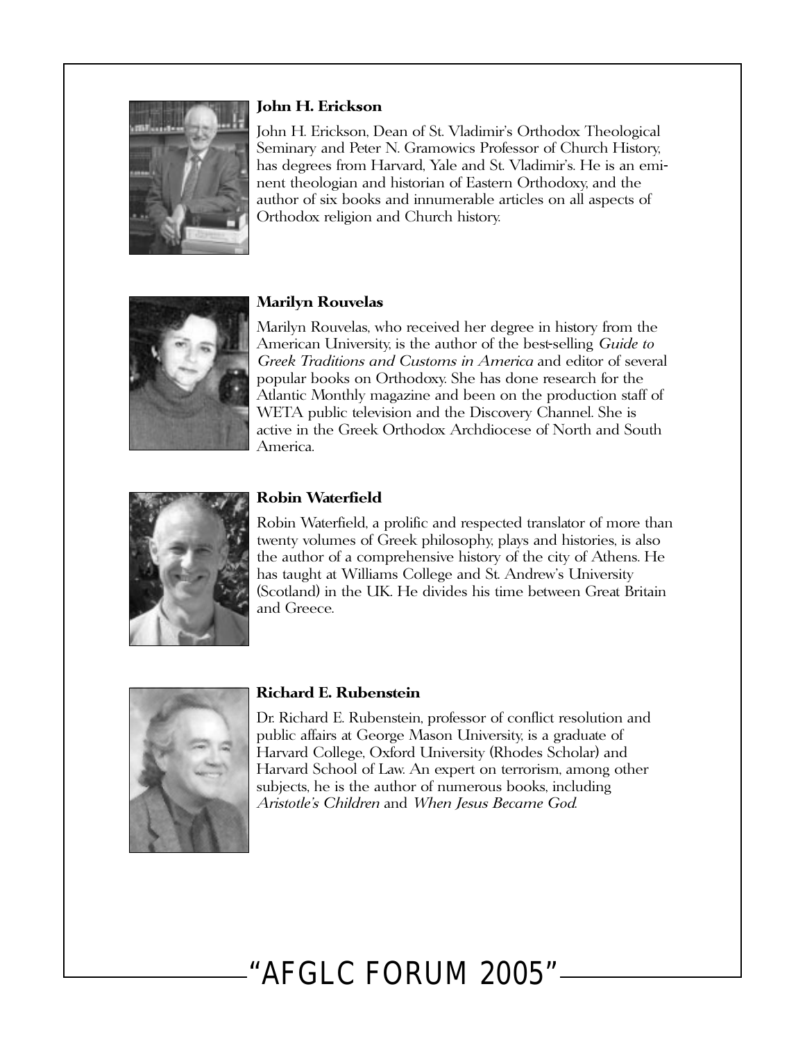### John H. Erickson

John H. Erickson, Dean of St. Vladimir's Orthodox Theological Seminary and Peter N. Gramowics Professor of Church History, has degrees from Harvard, Yale and St. Vladimir's. He is an eminent theologian and historian of Eastern Orthodoxy, and the author of six books and innumerable articles on all aspects of Orthodox religion and Church history.

### Marilyn Rouvelas

Marilyn Rouvelas, who received her degree in history from the American University, is the author of the best-selling *Guide to Greek Traditions and Customs in America* and editor of several popular books on Orthodoxy. She has done research for the Atlantic Monthly magazine and been on the production staff of WETA public television and the Discovery Channel. She is active in the Greek Orthodox Archdiocese of North and South America.

### Robin Waterfield

Robin Waterfield, a prolific and respected translator of more than twenty volumes of Greek philosophy, plays and histories, is also the author of a comprehensive history of the city of Athens. He has taught at Williams College and St. Andrew's University (Scotland) in the UK. He divides his time between Great Britain and Greece.

### Richard E. Rubenstein

Dr. Richard E. Rubenstein, professor of conflict resolution and public affairs at George Mason University, is a graduate of Harvard College, Oxford University (Rhodes Scholar) and Harvard School of Law. An expert on terrorism, among other subjects, he is the author of numerous books, including *Aristotle's Children* and *When Jesus Became God*.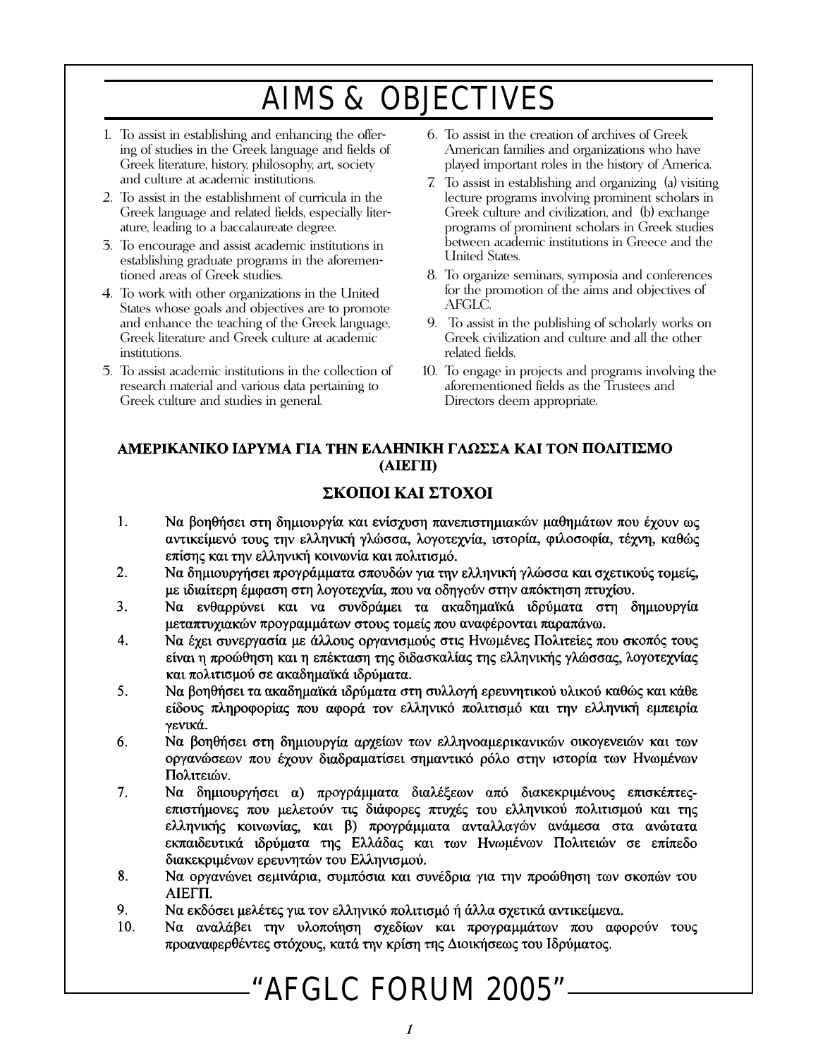# AIMS & OBJECTIVES

1. To assist in establishing and enhancing the offering of studies in the Greek language and fields of Greek literature, history, philosophy, art, society and culture at academic institutions.
2. To assist in the establishment of curricula in the Greek language and related fields, especially literature, leading to a baccalaureate degree.
3. To encourage and assist academic institutions in establishing graduate programs in the aforementioned areas of Greek studies.
4. To work with other organizations in the United States whose goals and objectives are to promote and enhance the teaching of the Greek language, Greek literature and Greek culture at academic institutions.
5. To assist academic institutions in the collection of research material and various data pertaining to Greek culture and studies in general.
6. To assist in the creation of archives of Greek American families and organizations who have played important roles in the history of America.
7. To assist in establishing and organizing (a) visiting lecture programs involving prominent scholars in Greek culture and civilization, and (b) exchange programs of prominent scholars in Greek studies between academic institutions in Greece and the United States.
8. To organize seminars, symposia and conferences for the promotion of the aims and objectives of AFGLC.
9. To assist in the publishing of scholarly works on Greek civilization and culture and all the other related fields.
10. To engage in projects and programs involving the aforementioned fields as the Trustees and Directors deem appropriate.

**ΑΜΕΡΙΚΑΝΙΚΟ ΙΔΡΥΜΑ ΓΙΑ ΤΗΝ ΕΛΛΗΝΙΚΗ ΓΛΩΣΣΑ ΚΑΙ ΤΟΝ ΠΟΛΙΤΙΣΜΟ (ΑΙΕΓΠ)**

## ΣΚΟΠΟΙ ΚΑΙ ΣΤΟΧΟΙ

1. Να βοηθήσει στη δημιουργία και ενίσχυση πανεπιστημιακών μαθημάτων που έχουν ως αντικείμενό τους την ελληνική γλώσσα, λογοτεχνία, ιστορία, φιλοσοφία, τέχνη, καθώς επίσης και την ελληνική κοινωνία και πολιτισμό.
2. Να δημιουργήσει προγράμματα σπουδών για την ελληνική γλώσσα και σχετικούς τομείς, με ιδιαίτερη έμφαση στη λογοτεχνία, που να οδηγούν στην απόκτηση πτυχίου.
3. Να ενθαρρύνει και να συνδράμει τα ακαδημαϊκά ιδρύματα στη δημιουργία μεταπτυχιακών προγραμμάτων στους τομείς που αναφέρονται παραπάνω.
4. Να έχει συνεργασία με άλλους οργανισμούς στις Ηνωμένες Πολιτείες που σκοπός τους είναι η προώθηση και η επέκταση της διδασκαλίας της ελληνικής γλώσσας, λογοτεχνίας και πολιτισμού σε ακαδημαϊκά ιδρύματα.
5. Να βοηθήσει τα ακαδημαϊκά ιδρύματα στη συλλογή ερευνητικού υλικού καθώς και κάθε είδους πληροφορίας που αφορά τον ελληνικό πολιτισμό και την ελληνική εμπειρία γενικά.
6. Να βοηθήσει στη δημιουργία αρχείων των ελληνοαμερικανικών οικογενειών και των οργανώσεων που έχουν διαδραματίσει σημαντικό ρόλο στην ιστορία των Ηνωμένων Πολιτειών.
7. Να δημιουργήσει α) προγράμματα διαλέξεων από διακεκριμένους επισκέπτες-επιστήμονες που μελετούν τις διάφορες πτυχές του ελληνικού πολιτισμού και της ελληνικής κοινωνίας, και β) προγράμματα ανταλλαγών ανάμεσα στα ανώτατα εκπαιδευτικά ιδρύματα της Ελλάδας και των Ηνωμένων Πολιτειών σε επίπεδο διακεκριμένων ερευνητών του Ελληνισμού.
8. Να οργανώνει σεμινάρια, συμπόσια και συνέδρια για την προώθηση των σκοπών του ΑΙΕΓΠ.
9. Να εκδόσει μελέτες για τον ελληνικό πολιτισμό ή άλλα σχετικά αντικείμενα.
10. Να αναλάβει την υλοποίηση σχεδίων και προγραμμάτων που αφορούν τους προαναφερθέντες στόχους, κατά την κρίση της Διοικήσεως του Ιδρύματος.

“AFGLC FORUM 2005”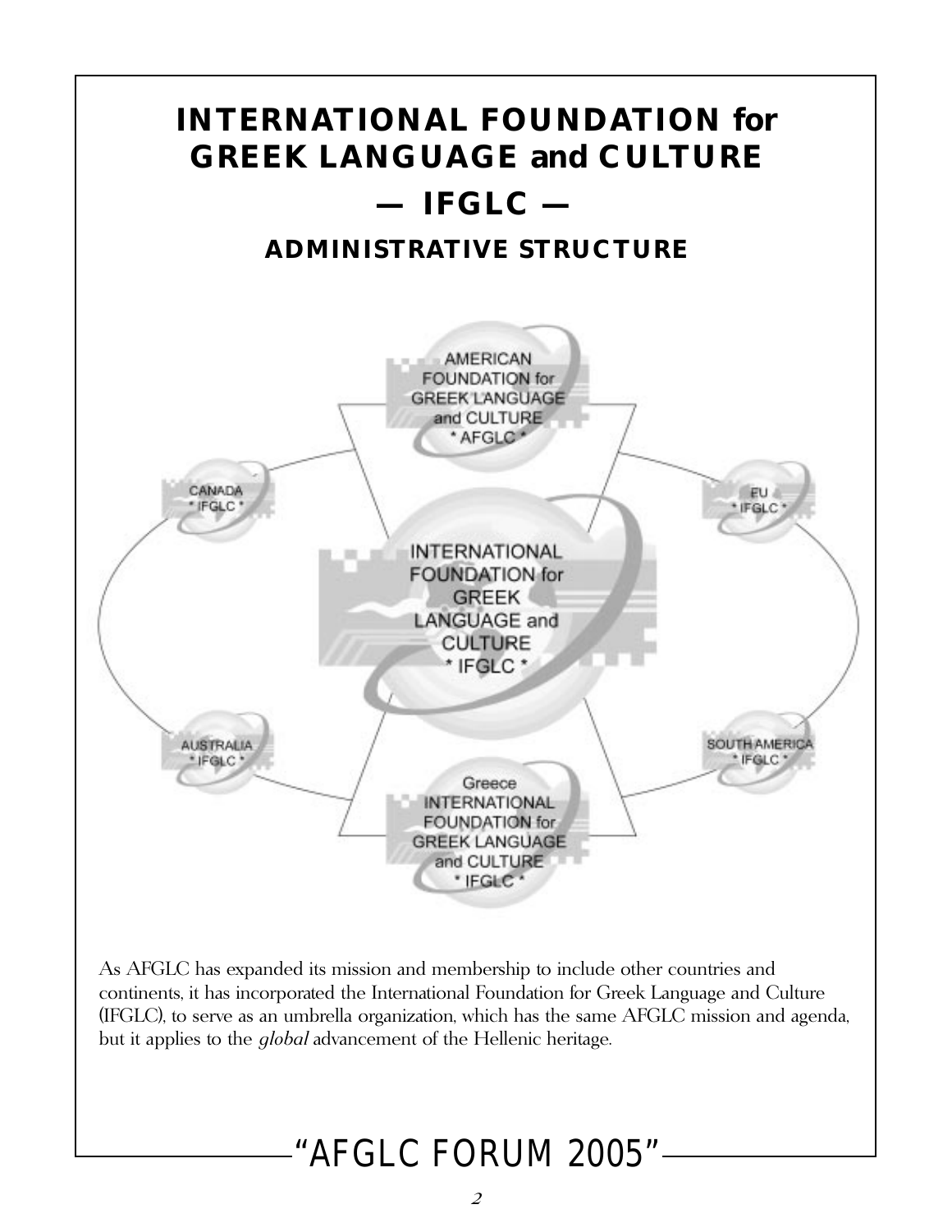# INTERNATIONAL FOUNDATION for GREEK LANGUAGE and CULTURE

## — IFGLC —

### ADMINISTRATIVE STRUCTURE

AMERICAN FOUNDATION for GREEK LANGUAGE and CULTURE * AFGLC *

CANADA * IFGLC *

EU * IFGLC *

INTERNATIONAL FOUNDATION for GREEK LANGUAGE and CULTURE * IFGLC *

AUSTRALIA * IFGLC *

SOUTH AMERICA * IFGLC *

Greece INTERNATIONAL FOUNDATION for GREEK LANGUAGE and CULTURE * IFGLC *

As AFGLC has expanded its mission and membership to include other countries and continents, it has incorporated the International Foundation for Greek Language and Culture (IFGLC), to serve as an umbrella organization, which has the same AFGLC mission and agenda, but it applies to the *global* advancement of the Hellenic heritage.

"AFGLC FORUM 2005"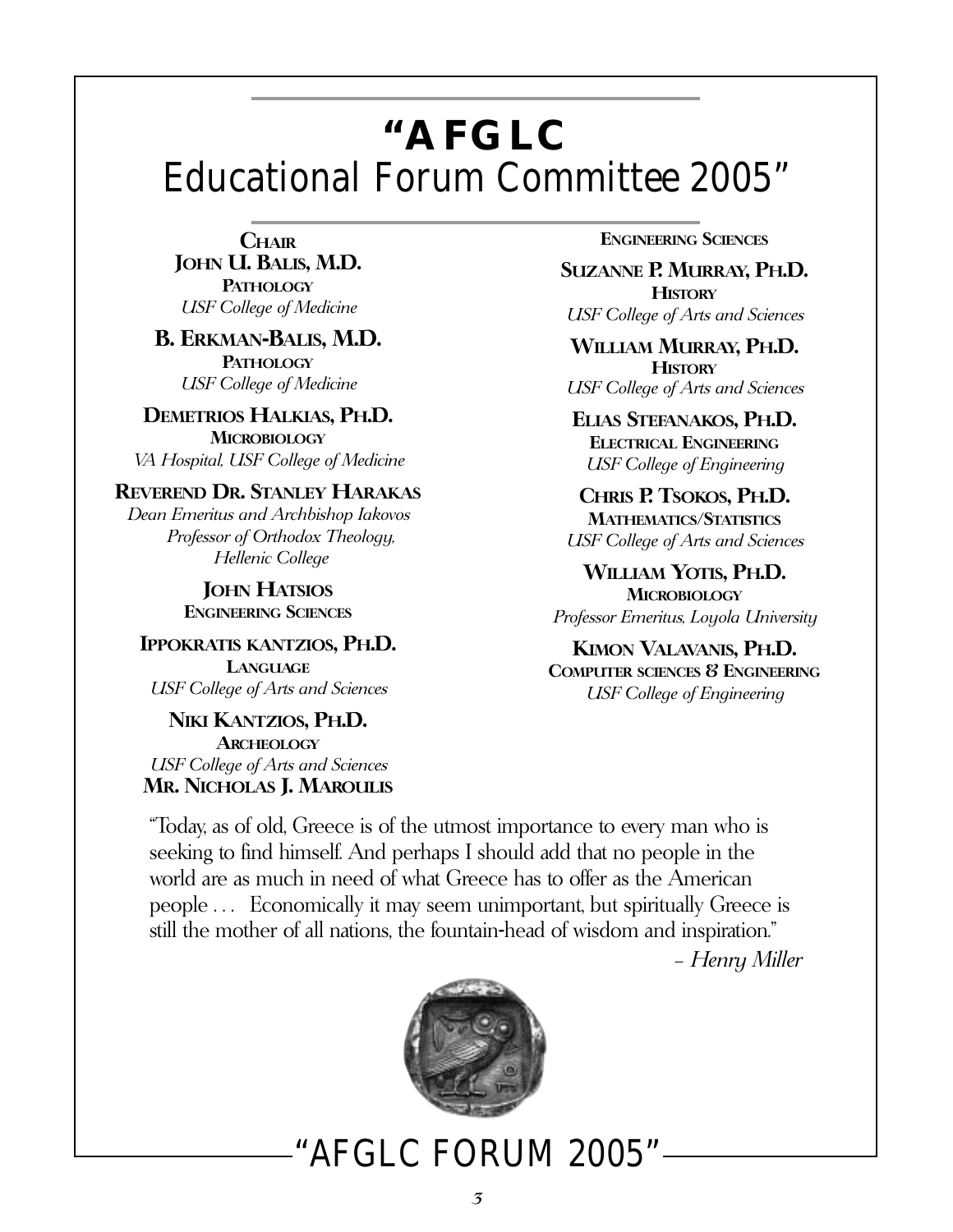# "AFGLC
# Educational Forum Committee 2005"

**CHAIR**
**JOHN U. BALIS, M.D.**
**PATHOLOGY**
*USF College of Medicine*

**B. ERKMAN-BALIS, M.D.**
**PATHOLOGY**
*USF College of Medicine*

**DEMETRIOS HALKIAS, PH.D.**
**MICROBIOLOGY**
*VA Hospital, USF College of Medicine*

**REVEREND DR. STANLEY HARAKAS**
*Dean Emeritus and Archbishop Iakovos Professor of Orthodox Theology, Hellenic College*

**JOHN HATSIOS**
**ENGINEERING SCIENCES**

**IPPOKRATIS KANTZIOS, PH.D.**
**LANGUAGE**
*USF College of Arts and Sciences*

**NIKI KANTZIOS, PH.D.**
**ARCHEOLOGY**
*USF College of Arts and Sciences*

**MR. NICHOLAS J. MAROULIS**
**ENGINEERING SCIENCES**

**SUZANNE P. MURRAY, PH.D.**
**HISTORY**
*USF College of Arts and Sciences*

**WILLIAM MURRAY, PH.D.**
**HISTORY**
*USF College of Arts and Sciences*

**ELIAS STEFANAKOS, PH.D.**
**ELECTRICAL ENGINEERING**
*USF College of Engineering*

**CHRIS P. TSOKOS, PH.D.**
**MATHEMATICS/STATISTICS**
*USF College of Arts and Sciences*

**WILLIAM YOTIS, PH.D.**
**MICROBIOLOGY**
*Professor Emeritus, Loyola University*

**KIMON VALAVANIS, PH.D.**
**COMPUTER SCIENCES & ENGINEERING**
*USF College of Engineering*

"Today, as of old, Greece is of the utmost importance to every man who is seeking to find himself. And perhaps I should add that no people in the world are as much in need of what Greece has to offer as the American people … Economically it may seem unimportant, but spiritually Greece is still the mother of all nations, the fountain-head of wisdom and inspiration."

– *Henry Miller*

"AFGLC FORUM 2005"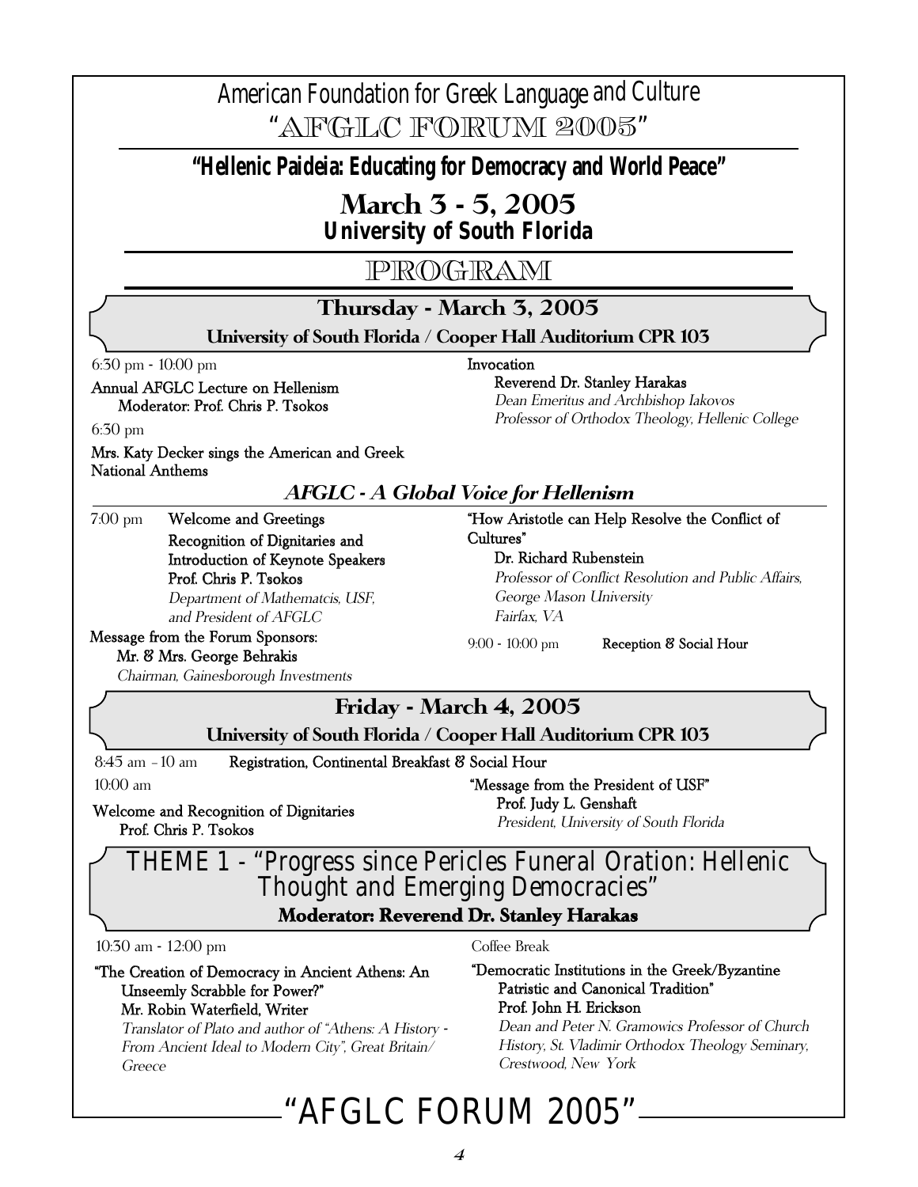# American Foundation for Greek Language and Culture

## "AFGLC FORUM 2005"

**"Hellenic Paideia: Educating for Democracy and World Peace"**

## March 3 - 5, 2005

**University of South Florida**

# PROGRAM

## Thursday - March 3, 2005

**University of South Florida / Cooper Hall Auditorium CPR 103**

6:30 pm - 10:00 pm

**Annual AFGLC Lecture on Hellenism**
**Moderator: Prof. Chris P. Tsokos**

6:30 pm

**Mrs. Katy Decker sings the American and Greek National Anthems**

**Invocation**
**Reverend Dr. Stanley Harakas**
*Dean Emeritus and Archbishop Iakovos Professor of Orthodox Theology, Hellenic College*

### *AFGLC - A Global Voice for Hellenism*

7:00 pm **Welcome and Greetings**
**Recognition of Dignitaries and Introduction of Keynote Speakers**
**Prof. Chris P. Tsokos**
*Department of Mathematcis, USF, and President of AFGLC*

**Message from the Forum Sponsors:**
**Mr. & Mrs. George Behrakis**
*Chairman, Gainesborough Investments*

**"How Aristotle can Help Resolve the Conflict of Cultures"**
**Dr. Richard Rubenstein**
*Professor of Conflict Resolution and Public Affairs, George Mason University*
*Fairfax, VA*

9:00 - 10:00 pm **Reception & Social Hour**

## Friday - March 4, 2005

**University of South Florida / Cooper Hall Auditorium CPR 103**

8:45 am – 10 am **Registration, Continental Breakfast & Social Hour**

10:00 am

**Welcome and Recognition of Dignitaries**
**Prof. Chris P. Tsokos**

**"Message from the President of USF"**
**Prof. Judy L. Genshaft**
*President, University of South Florida*

## THEME 1 - "Progress since Pericles Funeral Oration: Hellenic Thought and Emerging Democracies"

**Moderator: Reverend Dr. Stanley Harakas**

10:30 am - 12:00 pm

**"The Creation of Democracy in Ancient Athens: An Unseemly Scrabble for Power?"**
**Mr. Robin Waterfield, Writer**
*Translator of Plato and author of "Athens: A History - From Ancient Ideal to Modern City", Great Britain/ Greece*

Coffee Break

**"Democratic Institutions in the Greek/Byzantine Patristic and Canonical Tradition"**
**Prof. John H. Erickson**
*Dean and Peter N. Gramowics Professor of Church History, St. Vladimir Orthodox Theology Seminary, Crestwood, New York*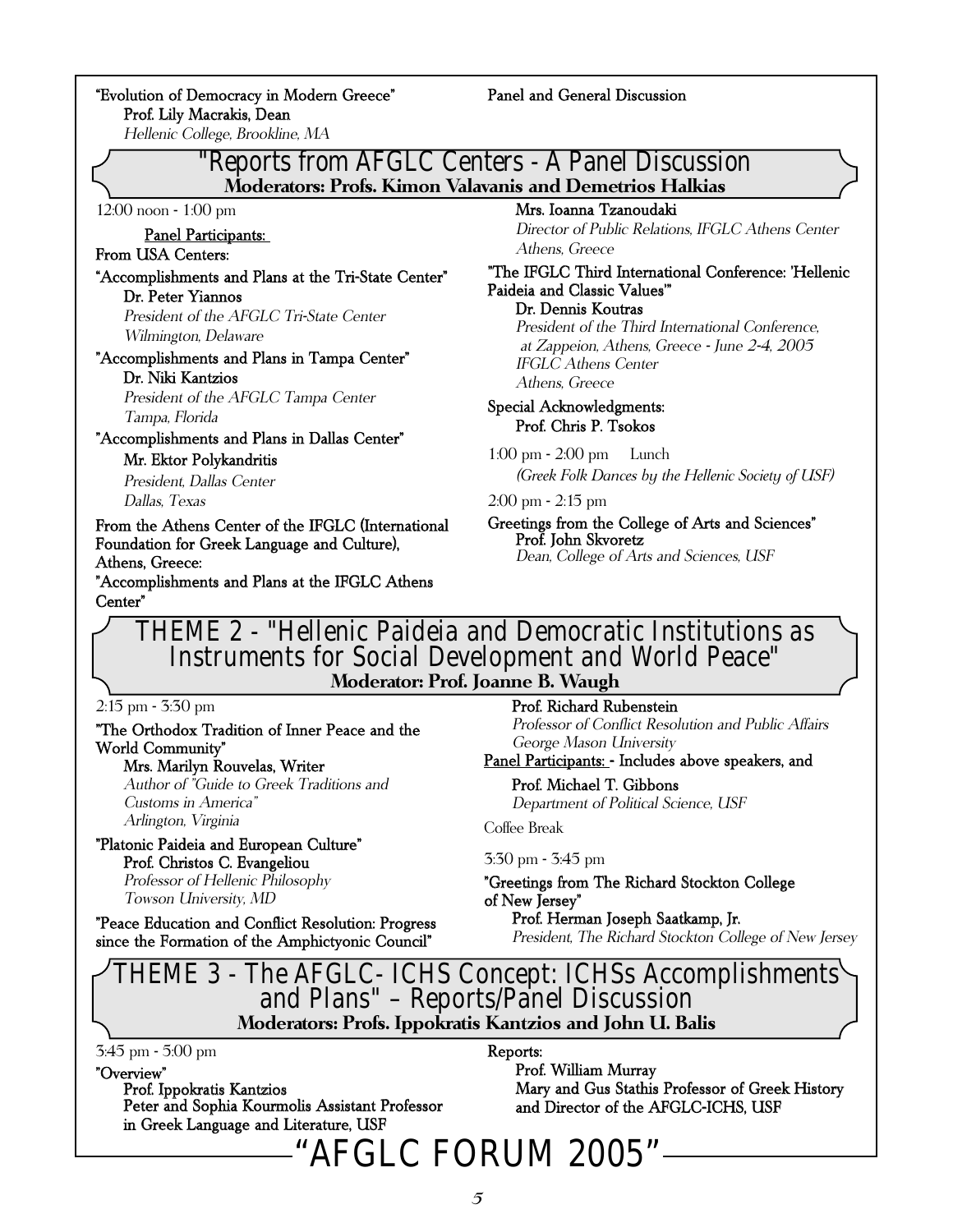"Evolution of Democracy in Modern Greece"
Prof. Lily Macrakis, Dean
*Hellenic College, Brookline, MA*

Panel and General Discussion

## "Reports from AFGLC Centers - A Panel Discussion

**Moderators: Profs. Kimon Valavanis and Demetrios Halkias**

12:00 noon - 1:00 pm

Panel Participants:

From USA Centers:

"Accomplishments and Plans at the Tri-State Center"
Dr. Peter Yiannos
*President of the AFGLC Tri-State Center*
*Wilmington, Delaware*

"Accomplishments and Plans in Tampa Center"
Dr. Niki Kantzios
*President of the AFGLC Tampa Center*
*Tampa, Florida*

"Accomplishments and Plans in Dallas Center"
Mr. Ektor Polykandritis
*President, Dallas Center*
*Dallas, Texas*

From the Athens Center of the IFGLC (International Foundation for Greek Language and Culture), Athens, Greece:

"Accomplishments and Plans at the IFGLC Athens Center"
Mrs. Ioanna Tzanoudaki
*Director of Public Relations, IFGLC Athens Center*
*Athens, Greece*

"The IFGLC Third International Conference: 'Hellenic Paideia and Classic Values'"
Dr. Dennis Koutras
*President of the Third International Conference, at Zappeion, Athens, Greece - June 2-4, 2005*
*IFGLC Athens Center*
*Athens, Greece*

Special Acknowledgments:
Prof. Chris P. Tsokos

1:00 pm - 2:00 pm Lunch
*(Greek Folk Dances by the Hellenic Society of USF)*

2:00 pm - 2:15 pm

Greetings from the College of Arts and Sciences"
Prof. John Skvoretz
*Dean, College of Arts and Sciences, USF*

## THEME 2 - "Hellenic Paideia and Democratic Institutions as Instruments for Social Development and World Peace"

**Moderator: Prof. Joanne B. Waugh**

2:15 pm - 3:30 pm

"The Orthodox Tradition of Inner Peace and the World Community"
Mrs. Marilyn Rouvelas, Writer
*Author of "Guide to Greek Traditions and Customs in America"*
*Arlington, Virginia*

"Platonic Paideia and European Culture"
Prof. Christos C. Evangeliou
*Professor of Hellenic Philosophy*
*Towson University, MD*

"Peace Education and Conflict Resolution: Progress since the Formation of the Amphictyonic Council"
Prof. Richard Rubenstein
*Professor of Conflict Resolution and Public Affairs*
*George Mason University*

Panel Participants: - Includes above speakers, and
Prof. Michael T. Gibbons
*Department of Political Science, USF*

Coffee Break

3:30 pm - 3:45 pm

"Greetings from The Richard Stockton College of New Jersey"
Prof. Herman Joseph Saatkamp, Jr.
*President, The Richard Stockton College of New Jersey*

## THEME 3 - The AFGLC- ICHS Concept: ICHSs Accomplishments and Plans" – Reports/Panel Discussion

**Moderators: Profs. Ippokratis Kantzios and John U. Balis**

3:45 pm - 5:00 pm

"Overview"
Prof. Ippokratis Kantzios
Peter and Sophia Kourmolis Assistant Professor in Greek Language and Literature, USF

Reports:
Prof. William Murray
Mary and Gus Stathis Professor of Greek History and Director of the AFGLC-ICHS, USF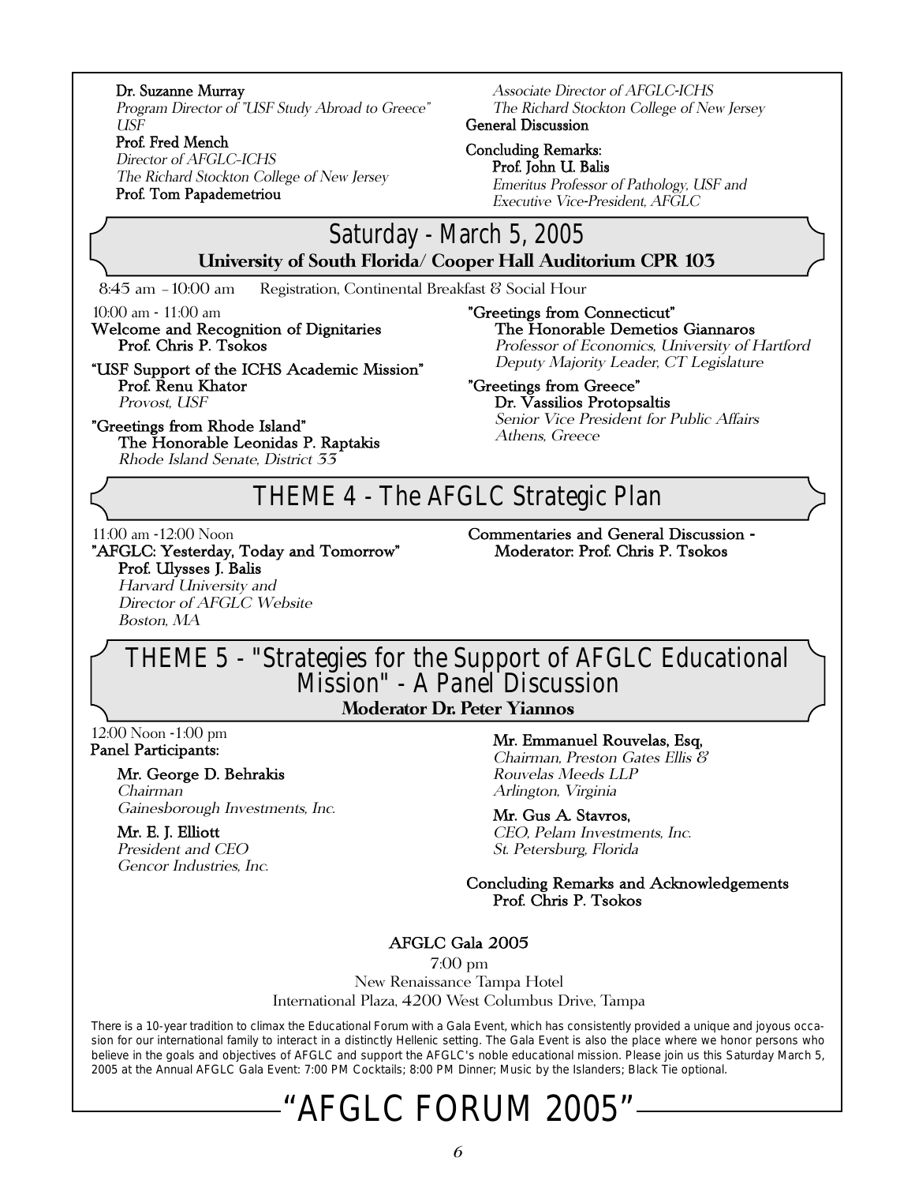**Dr. Suzanne Murray**
*Program Director of "USF Study Abroad to Greece" USF*

**Prof. Fred Mench**
*Director of AFGLC-ICHS*
*The Richard Stockton College of New Jersey*

**Prof. Tom Papademetriou**
*Associate Director of AFGLC-ICHS*
*The Richard Stockton College of New Jersey*

**General Discussion**

**Concluding Remarks:**
**Prof. John U. Balis**
*Emeritus Professor of Pathology, USF and Executive Vice-President, AFGLC*

## Saturday - March 5, 2005

**University of South Florida/ Cooper Hall Auditorium CPR 103**

8:45 am – 10:00 am Registration, Continental Breakfast & Social Hour

10:00 am - 11:00 am

**Welcome and Recognition of Dignitaries**
**Prof. Chris P. Tsokos**

**"USF Support of the ICHS Academic Mission"**
**Prof. Renu Khator**
*Provost, USF*

**"Greetings from Rhode Island"**
**The Honorable Leonidas P. Raptakis**
*Rhode Island Senate, District 33*

**"Greetings from Connecticut"**
**The Honorable Demetios Giannaros**
*Professor of Economics, University of Hartford*
*Deputy Majority Leader, CT Legislature*

**"Greetings from Greece"**
**Dr. Vassilios Protopsaltis**
*Senior Vice President for Public Affairs*
*Athens, Greece*

## THEME 4 - The AFGLC Strategic Plan

11:00 am -12:00 Noon

**"AFGLC: Yesterday, Today and Tomorrow"**
**Prof. Ulysses J. Balis**
*Harvard University and*
*Director of AFGLC Website*
*Boston, MA*

**Commentaries and General Discussion -**
**Moderator: Prof. Chris P. Tsokos**

## THEME 5 - "Strategies for the Support of AFGLC Educational Mission" - A Panel Discussion

**Moderator Dr. Peter Yiannos**

12:00 Noon -1:00 pm

**Panel Participants:**

**Mr. George D. Behrakis**
*Chairman*
*Gainesborough Investments, Inc.*

**Mr. E. J. Elliott**
*President and CEO*
*Gencor Industries, Inc.*

**Mr. Emmanuel Rouvelas, Esq,**
*Chairman, Preston Gates Ellis & Rouvelas Meeds LLP*
*Arlington, Virginia*

**Mr. Gus A. Stavros,**
*CEO, Pelam Investments, Inc.*
*St. Petersburg, Florida*

**Concluding Remarks and Acknowledgements**
**Prof. Chris P. Tsokos**

**AFGLC Gala 2005**

7:00 pm
New Renaissance Tampa Hotel
International Plaza, 4200 West Columbus Drive, Tampa

There is a 10-year tradition to climax the Educational Forum with a Gala Event, which has consistently provided a unique and joyous occasion for our international family to interact in a distinctly Hellenic setting. The Gala Event is also the place where we honor persons who believe in the goals and objectives of AFGLC and support the AFGLC's noble educational mission. Please join us this Saturday March 5, 2005 at the Annual AFGLC Gala Event: 7:00 PM Cocktails; 8:00 PM Dinner; Music by the Islanders; Black Tie optional.

# "AFGLC FORUM 2005"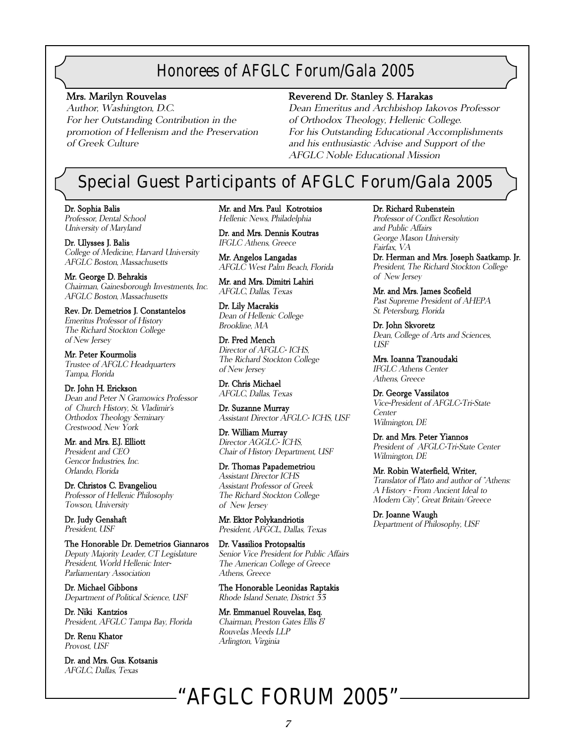## Honorees of AFGLC Forum/Gala 2005

**Mrs. Marilyn Rouvelas**
*Author, Washington, D.C.*
*For her Outstanding Contribution in the promotion of Hellenism and the Preservation of Greek Culture*

**Reverend Dr. Stanley S. Harakas**
*Dean Emeritus and Archbishop Iakovos Professor of Orthodox Theology, Hellenic College.*
*For his Outstanding Educational Accomplishments and his enthusiastic Advise and Support of the AFGLC Noble Educational Mission*

## Special Guest Participants of AFGLC Forum/Gala 2005

**Dr. Sophia Balis**
*Professor, Dental School*
*University of Maryland*

**Dr. Ulysses J. Balis**
*College of Medicine, Harvard University*
*AFGLC Boston, Massachusetts*

**Mr. George D. Behrakis**
*Chairman, Gainesborough Investments, Inc.*
*AFGLC Boston, Massachusetts*

**Rev. Dr. Demetrios J. Constantelos**
*Emeritus Professor of History*
*The Richard Stockton College of New Jersey*

**Mr. Peter Kourmolis**
*Trustee of AFGLC Headquarters*
*Tampa, Florida*

**Dr. John H. Erickson**
*Dean and Peter N Gramowics Professor of Church History, St. Vladimir's Orthodox Theology Seminary*
*Crestwood, New York*

**Mr. and Mrs. E.J. Elliott**
*President and CEO*
*Gencor Industries, Inc.*
*Orlando, Florida*

**Dr. Christos C. Evangeliou**
*Professor of Hellenic Philosophy*
*Towson, University*

**Dr. Judy Genshaft**
*President, USF*

**The Honorable Dr. Demetrios Giannaros**
*Deputy Majority Leader, CT Legislature*
*President, World Hellenic Inter-Parliamentary Association*

**Dr. Michael Gibbons**
*Department of Political Science, USF*

**Dr. Niki Kantzios**
*President, AFGLC Tampa Bay, Florida*

**Dr. Renu Khator**
*Provost, USF*

**Dr. and Mrs. Gus. Kotsanis**
*AFGLC, Dallas, Texas*

**Mr. and Mrs. Paul Kotrotsios**
*Hellenic News, Philadelphia*

**Dr. and Mrs. Dennis Koutras**
*IFGLC Athens, Greece*

**Mr. Angelos Langadas**
*AFGLC West Palm Beach, Florida*

**Mr. and Mrs. Dimitri Lahiri**
*AFGLC, Dallas, Texas*

**Dr. Lily Macrakis**
*Dean of Hellenic College*
*Brookline, MA*

**Dr. Fred Mench**
*Director of AFGLC- ICHS,*
*The Richard Stockton College of New Jersey*

**Dr. Chris Michael**
*AFGLC, Dallas, Texas*

**Dr. Suzanne Murray**
*Assistant Director AFGLC- ICHS, USF*

**Dr. William Murray**
*Director AGGLC- ICHS,*
*Chair of History Department, USF*

**Dr. Thomas Papademetriou**
*Assistant Director ICHS*
*Assistant Professor of Greek*
*The Richard Stockton College of New Jersey*

**Mr. Ektor Polykandriotis**
*President, AFGCL, Dallas, Texas*

**Dr. Vassilios Protopsaltis**
*Senior Vice President for Public Affairs*
*The American College of Greece*
*Athens, Greece*

**The Honorable Leonidas Raptakis**
*Rhode Island Senate, District 33*

**Mr. Emmanuel Rouvelas, Esq.**
*Chairman, Preston Gates Ellis & Rouvelas Meeds LLP*
*Arlington, Virginia*

**Dr. Richard Rubenstein**
*Professor of Conflict Resolution and Public Affairs*
*George Mason University*
*Fairfax, VA*

**Dr. Herman and Mrs. Joseph Saatkamp. Jr.**
*President, The Richard Stockton College of New Jersey*

**Mr. and Mrs. James Scofield**
*Past Supreme President of AHEPA*
*St. Petersburg, Florida*

**Dr. John Skvoretz**
*Dean, College of Arts and Sciences, USF*

**Mrs. Ioanna Tzanoudaki**
*IFGLC Athens Center*
*Athens, Greece*

**Dr. George Vassilatos**
*Vice-President of AFGLC-Tri-State Center*
*Wilmington, DE*

**Dr. and Mrs. Peter Yiannos**
*President of AFGLC-Tri-State Center*
*Wilmington, DE*

**Mr. Robin Waterfield, Writer,**
*Translator of Plato and author of "Athens: A History - From Ancient Ideal to Modern City", Great Britain/Greece*

**Dr. Joanne Waugh**
*Department of Philosophy, USF*

"AFGLC FORUM 2005"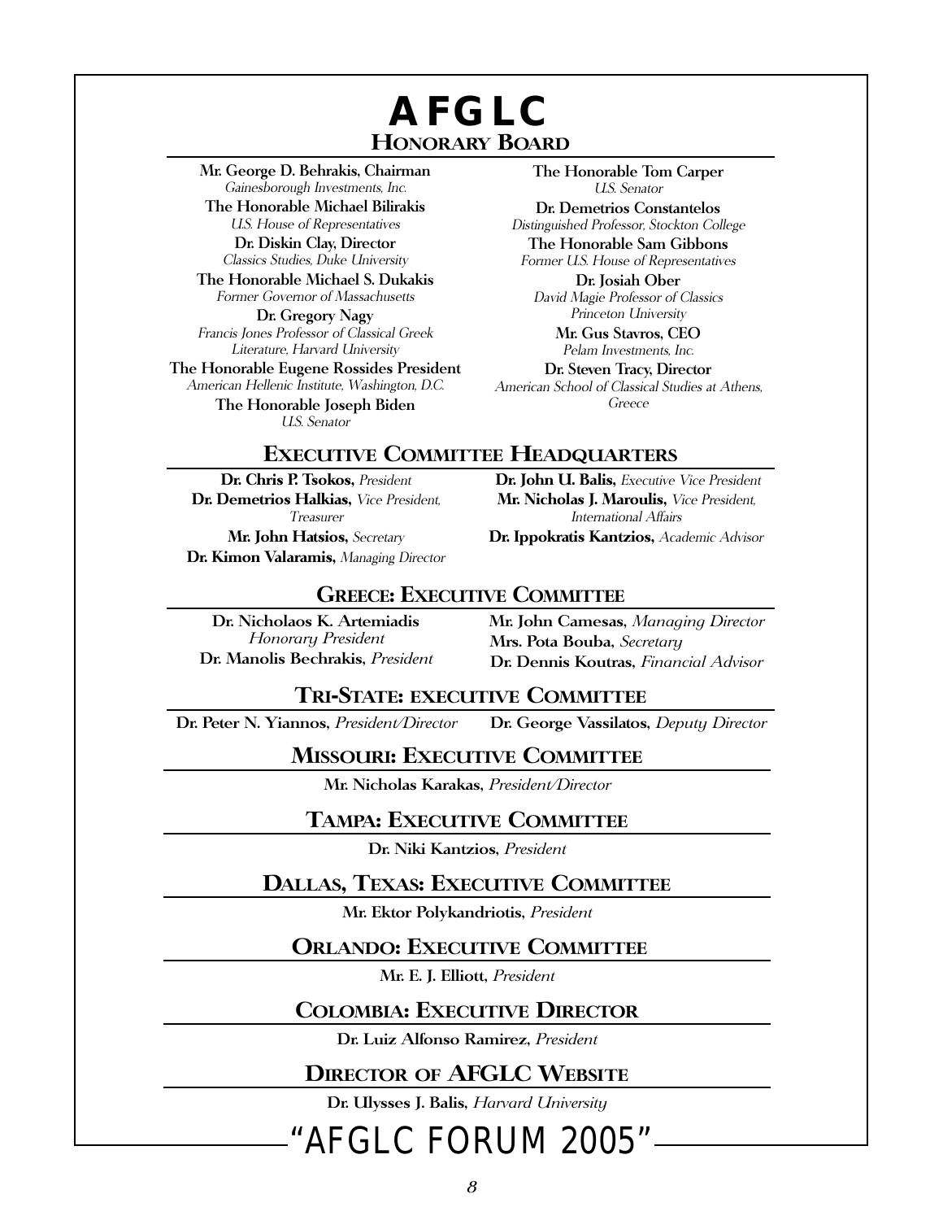# AFGLC

## Honorary Board

**Mr. George D. Behrakis, Chairman**
*Gainesborough Investments, Inc.*

**The Honorable Michael Bilirakis**
*U.S. House of Representatives*

**Dr. Diskin Clay, Director**
*Classics Studies, Duke University*

**The Honorable Michael S. Dukakis**
*Former Governor of Massachusetts*

**Dr. Gregory Nagy**
*Francis Jones Professor of Classical Greek Literature, Harvard University*

**The Honorable Eugene Rossides President**
*American Hellenic Institute, Washington, D.C.*

**The Honorable Joseph Biden**
*U.S. Senator*

**The Honorable Tom Carper**
*U.S. Senator*

**Dr. Demetrios Constantelos**
*Distinguished Professor, Stockton College*

**The Honorable Sam Gibbons**
*Former U.S. House of Representatives*

**Dr. Josiah Ober**
*David Magie Professor of Classics Princeton University*

**Mr. Gus Stavros, CEO**
*Pelam Investments, Inc.*

**Dr. Steven Tracy, Director**
*American School of Classical Studies at Athens, Greece*

## Executive Committee Headquarters

**Dr. Chris P. Tsokos,** *President*
**Dr. Demetrios Halkias,** *Vice President, Treasurer*
**Mr. John Hatsios,** *Secretary*
**Dr. Kimon Valaramis,** *Managing Director*
**Dr. John U. Balis,** *Executive Vice President*
**Mr. Nicholas J. Maroulis,** *Vice President, International Affairs*
**Dr. Ippokratis Kantzios,** *Academic Advisor*

## Greece: Executive Committee

**Dr. Nicholaos K. Artemiadis**
*Honorary President*
**Dr. Manolis Bechrakis,** *President*
**Mr. John Camesas,** *Managing Director*
**Mrs. Pota Bouba,** *Secretary*
**Dr. Dennis Koutras,** *Financial Advisor*

## Tri-State: Executive Committee

**Dr. Peter N. Yiannos,** *President/Director*
**Dr. George Vassilatos,** *Deputy Director*

## Missouri: Executive Committee

**Mr. Nicholas Karakas,** *President/Director*

## Tampa: Executive Committee

**Dr. Niki Kantzios,** *President*

## Dallas, Texas: Executive Committee

**Mr. Ektor Polykandriotis,** *President*

## Orlando: Executive Committee

**Mr. E. J. Elliott,** *President*

## Colombia: Executive Director

**Dr. Luiz Alfonso Ramirez,** *President*

## Director of AFGLC Website

**Dr. Ulysses J. Balis,** *Harvard University*

"AFGLC FORUM 2005"